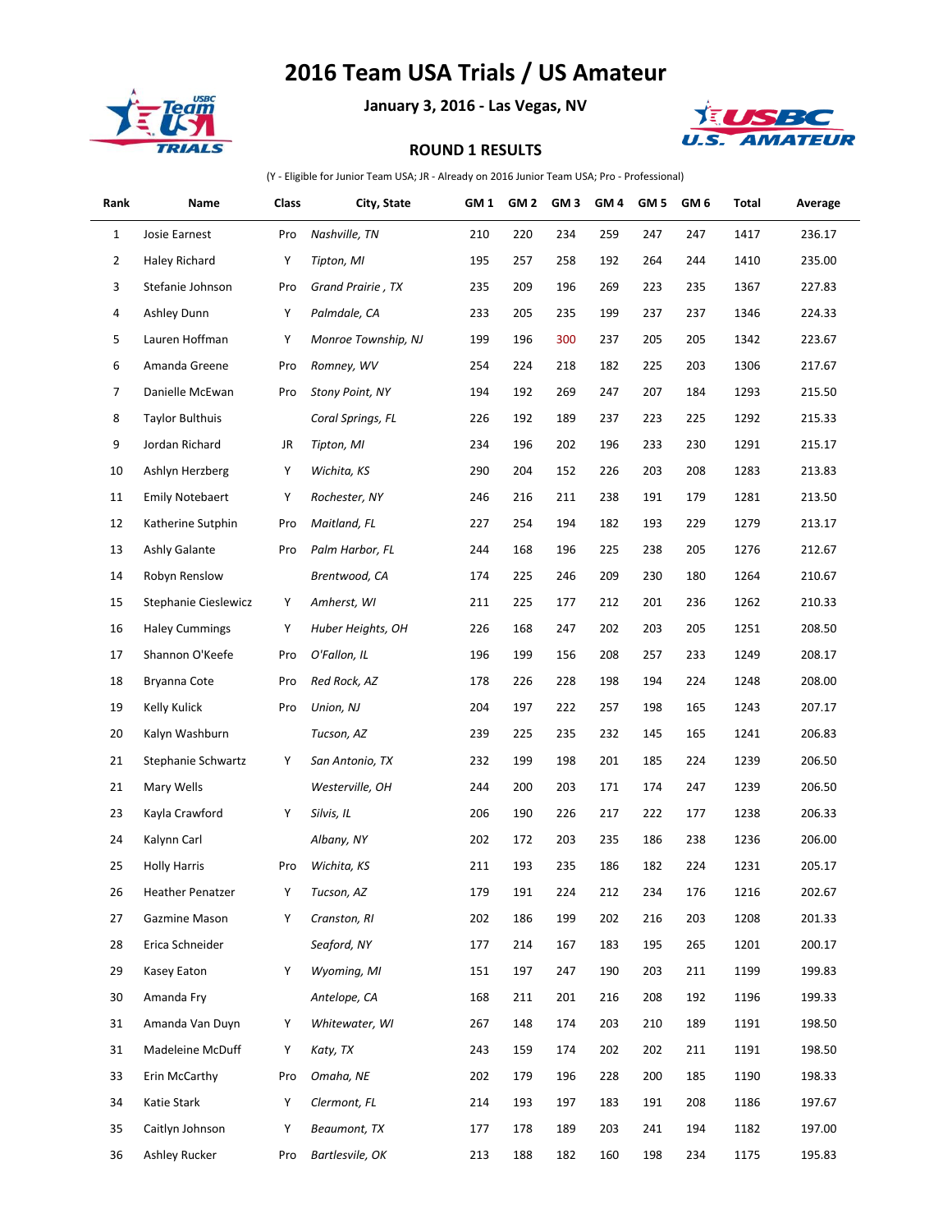# 2016 Team USA Trials / US Amateur

**January 3, 2016 - Las Vegas, NV**

**ROUND 1 RESULTS**

(Y - Eligible for Junior Team USA; JR - Already on 2016 Junior Team USA; Pro - Professional)

| Rank | Name | Class | City, State | GM 1 | GM 2 | GM 3 | GM 4 | GM 5 | GM 6 | Total | Average |
|---|---|---|---|---|---|---|---|---|---|---|---|
| 1 | Josie Earnest | Pro | *Nashville, TN* | 210 | 220 | 234 | 259 | 247 | 247 | 1417 | 236.17 |
| 2 | Haley Richard | Y | *Tipton, MI* | 195 | 257 | 258 | 192 | 264 | 244 | 1410 | 235.00 |
| 3 | Stefanie Johnson | Pro | *Grand Prairie , TX* | 235 | 209 | 196 | 269 | 223 | 235 | 1367 | 227.83 |
| 4 | Ashley Dunn | Y | *Palmdale, CA* | 233 | 205 | 235 | 199 | 237 | 237 | 1346 | 224.33 |
| 5 | Lauren Hoffman | Y | *Monroe Township, NJ* | 199 | 196 | 300 | 237 | 205 | 205 | 1342 | 223.67 |
| 6 | Amanda Greene | Pro | *Romney, WV* | 254 | 224 | 218 | 182 | 225 | 203 | 1306 | 217.67 |
| 7 | Danielle McEwan | Pro | *Stony Point, NY* | 194 | 192 | 269 | 247 | 207 | 184 | 1293 | 215.50 |
| 8 | Taylor Bulthuis | | *Coral Springs, FL* | 226 | 192 | 189 | 237 | 223 | 225 | 1292 | 215.33 |
| 9 | Jordan Richard | JR | *Tipton, MI* | 234 | 196 | 202 | 196 | 233 | 230 | 1291 | 215.17 |
| 10 | Ashlyn Herzberg | Y | *Wichita, KS* | 290 | 204 | 152 | 226 | 203 | 208 | 1283 | 213.83 |
| 11 | Emily Notebaert | Y | *Rochester, NY* | 246 | 216 | 211 | 238 | 191 | 179 | 1281 | 213.50 |
| 12 | Katherine Sutphin | Pro | *Maitland, FL* | 227 | 254 | 194 | 182 | 193 | 229 | 1279 | 213.17 |
| 13 | Ashly Galante | Pro | *Palm Harbor, FL* | 244 | 168 | 196 | 225 | 238 | 205 | 1276 | 212.67 |
| 14 | Robyn Renslow | | *Brentwood, CA* | 174 | 225 | 246 | 209 | 230 | 180 | 1264 | 210.67 |
| 15 | Stephanie Cieslewicz | Y | *Amherst, WI* | 211 | 225 | 177 | 212 | 201 | 236 | 1262 | 210.33 |
| 16 | Haley Cummings | Y | *Huber Heights, OH* | 226 | 168 | 247 | 202 | 203 | 205 | 1251 | 208.50 |
| 17 | Shannon O'Keefe | Pro | *O'Fallon, IL* | 196 | 199 | 156 | 208 | 257 | 233 | 1249 | 208.17 |
| 18 | Bryanna Cote | Pro | *Red Rock, AZ* | 178 | 226 | 228 | 198 | 194 | 224 | 1248 | 208.00 |
| 19 | Kelly Kulick | Pro | *Union, NJ* | 204 | 197 | 222 | 257 | 198 | 165 | 1243 | 207.17 |
| 20 | Kalyn Washburn | | *Tucson, AZ* | 239 | 225 | 235 | 232 | 145 | 165 | 1241 | 206.83 |
| 21 | Stephanie Schwartz | Y | *San Antonio, TX* | 232 | 199 | 198 | 201 | 185 | 224 | 1239 | 206.50 |
| 21 | Mary Wells | | *Westerville, OH* | 244 | 200 | 203 | 171 | 174 | 247 | 1239 | 206.50 |
| 23 | Kayla Crawford | Y | *Silvis, IL* | 206 | 190 | 226 | 217 | 222 | 177 | 1238 | 206.33 |
| 24 | Kalynn Carl | | *Albany, NY* | 202 | 172 | 203 | 235 | 186 | 238 | 1236 | 206.00 |
| 25 | Holly Harris | Pro | *Wichita, KS* | 211 | 193 | 235 | 186 | 182 | 224 | 1231 | 205.17 |
| 26 | Heather Penatzer | Y | *Tucson, AZ* | 179 | 191 | 224 | 212 | 234 | 176 | 1216 | 202.67 |
| 27 | Gazmine Mason | Y | *Cranston, RI* | 202 | 186 | 199 | 202 | 216 | 203 | 1208 | 201.33 |
| 28 | Erica Schneider | | *Seaford, NY* | 177 | 214 | 167 | 183 | 195 | 265 | 1201 | 200.17 |
| 29 | Kasey Eaton | Y | *Wyoming, MI* | 151 | 197 | 247 | 190 | 203 | 211 | 1199 | 199.83 |
| 30 | Amanda Fry | | *Antelope, CA* | 168 | 211 | 201 | 216 | 208 | 192 | 1196 | 199.33 |
| 31 | Amanda Van Duyn | Y | *Whitewater, WI* | 267 | 148 | 174 | 203 | 210 | 189 | 1191 | 198.50 |
| 31 | Madeleine McDuff | Y | *Katy, TX* | 243 | 159 | 174 | 202 | 202 | 211 | 1191 | 198.50 |
| 33 | Erin McCarthy | Pro | *Omaha, NE* | 202 | 179 | 196 | 228 | 200 | 185 | 1190 | 198.33 |
| 34 | Katie Stark | Y | *Clermont, FL* | 214 | 193 | 197 | 183 | 191 | 208 | 1186 | 197.67 |
| 35 | Caitlyn Johnson | Y | *Beaumont, TX* | 177 | 178 | 189 | 203 | 241 | 194 | 1182 | 197.00 |
| 36 | Ashley Rucker | Pro | *Bartlesvile, OK* | 213 | 188 | 182 | 160 | 198 | 234 | 1175 | 195.83 |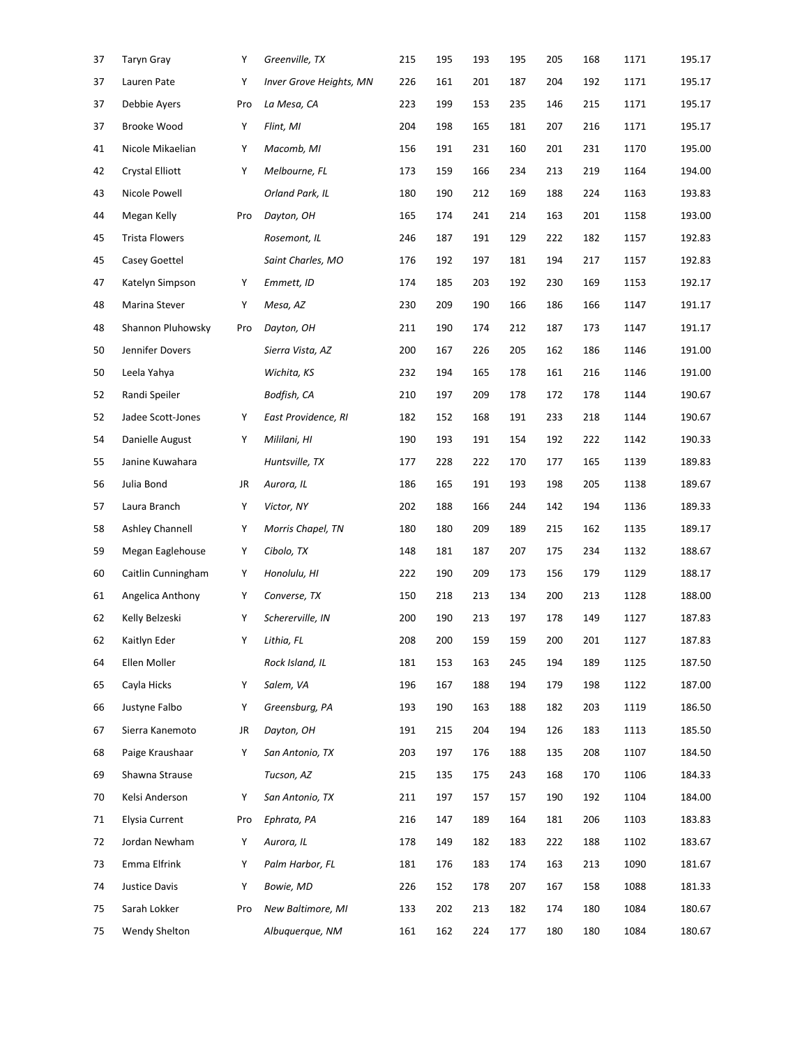| | | | | | | | | | | | |
|---|---|---|---|---|---|---|---|---|---|---|---|
| 37 | Taryn Gray | Y | *Greenville, TX* | 215 | 195 | 193 | 195 | 205 | 168 | 1171 | 195.17 |
| 37 | Lauren Pate | Y | *Inver Grove Heights, MN* | 226 | 161 | 201 | 187 | 204 | 192 | 1171 | 195.17 |
| 37 | Debbie Ayers | Pro | *La Mesa, CA* | 223 | 199 | 153 | 235 | 146 | 215 | 1171 | 195.17 |
| 37 | Brooke Wood | Y | *Flint, MI* | 204 | 198 | 165 | 181 | 207 | 216 | 1171 | 195.17 |
| 41 | Nicole Mikaelian | Y | *Macomb, MI* | 156 | 191 | 231 | 160 | 201 | 231 | 1170 | 195.00 |
| 42 | Crystal Elliott | Y | *Melbourne, FL* | 173 | 159 | 166 | 234 | 213 | 219 | 1164 | 194.00 |
| 43 | Nicole Powell | | *Orland Park, IL* | 180 | 190 | 212 | 169 | 188 | 224 | 1163 | 193.83 |
| 44 | Megan Kelly | Pro | *Dayton, OH* | 165 | 174 | 241 | 214 | 163 | 201 | 1158 | 193.00 |
| 45 | Trista Flowers | | *Rosemont, IL* | 246 | 187 | 191 | 129 | 222 | 182 | 1157 | 192.83 |
| 45 | Casey Goettel | | *Saint Charles, MO* | 176 | 192 | 197 | 181 | 194 | 217 | 1157 | 192.83 |
| 47 | Katelyn Simpson | Y | *Emmett, ID* | 174 | 185 | 203 | 192 | 230 | 169 | 1153 | 192.17 |
| 48 | Marina Stever | Y | *Mesa, AZ* | 230 | 209 | 190 | 166 | 186 | 166 | 1147 | 191.17 |
| 48 | Shannon Pluhowsky | Pro | *Dayton, OH* | 211 | 190 | 174 | 212 | 187 | 173 | 1147 | 191.17 |
| 50 | Jennifer Dovers | | *Sierra Vista, AZ* | 200 | 167 | 226 | 205 | 162 | 186 | 1146 | 191.00 |
| 50 | Leela Yahya | | *Wichita, KS* | 232 | 194 | 165 | 178 | 161 | 216 | 1146 | 191.00 |
| 52 | Randi Speiler | | *Bodfish, CA* | 210 | 197 | 209 | 178 | 172 | 178 | 1144 | 190.67 |
| 52 | Jadee Scott-Jones | Y | *East Providence, RI* | 182 | 152 | 168 | 191 | 233 | 218 | 1144 | 190.67 |
| 54 | Danielle August | Y | *Mililani, HI* | 190 | 193 | 191 | 154 | 192 | 222 | 1142 | 190.33 |
| 55 | Janine Kuwahara | | *Huntsville, TX* | 177 | 228 | 222 | 170 | 177 | 165 | 1139 | 189.83 |
| 56 | Julia Bond | JR | *Aurora, IL* | 186 | 165 | 191 | 193 | 198 | 205 | 1138 | 189.67 |
| 57 | Laura Branch | Y | *Victor, NY* | 202 | 188 | 166 | 244 | 142 | 194 | 1136 | 189.33 |
| 58 | Ashley Channell | Y | *Morris Chapel, TN* | 180 | 180 | 209 | 189 | 215 | 162 | 1135 | 189.17 |
| 59 | Megan Eaglehouse | Y | *Cibolo, TX* | 148 | 181 | 187 | 207 | 175 | 234 | 1132 | 188.67 |
| 60 | Caitlin Cunningham | Y | *Honolulu, HI* | 222 | 190 | 209 | 173 | 156 | 179 | 1129 | 188.17 |
| 61 | Angelica Anthony | Y | *Converse, TX* | 150 | 218 | 213 | 134 | 200 | 213 | 1128 | 188.00 |
| 62 | Kelly Belzeski | Y | *Schererville, IN* | 200 | 190 | 213 | 197 | 178 | 149 | 1127 | 187.83 |
| 62 | Kaitlyn Eder | Y | *Lithia, FL* | 208 | 200 | 159 | 159 | 200 | 201 | 1127 | 187.83 |
| 64 | Ellen Moller | | *Rock Island, IL* | 181 | 153 | 163 | 245 | 194 | 189 | 1125 | 187.50 |
| 65 | Cayla Hicks | Y | *Salem, VA* | 196 | 167 | 188 | 194 | 179 | 198 | 1122 | 187.00 |
| 66 | Justyne Falbo | Y | *Greensburg, PA* | 193 | 190 | 163 | 188 | 182 | 203 | 1119 | 186.50 |
| 67 | Sierra Kanemoto | JR | *Dayton, OH* | 191 | 215 | 204 | 194 | 126 | 183 | 1113 | 185.50 |
| 68 | Paige Kraushaar | Y | *San Antonio, TX* | 203 | 197 | 176 | 188 | 135 | 208 | 1107 | 184.50 |
| 69 | Shawna Strause | | *Tucson, AZ* | 215 | 135 | 175 | 243 | 168 | 170 | 1106 | 184.33 |
| 70 | Kelsi Anderson | Y | *San Antonio, TX* | 211 | 197 | 157 | 157 | 190 | 192 | 1104 | 184.00 |
| 71 | Elysia Current | Pro | *Ephrata, PA* | 216 | 147 | 189 | 164 | 181 | 206 | 1103 | 183.83 |
| 72 | Jordan Newham | Y | *Aurora, IL* | 178 | 149 | 182 | 183 | 222 | 188 | 1102 | 183.67 |
| 73 | Emma Elfrink | Y | *Palm Harbor, FL* | 181 | 176 | 183 | 174 | 163 | 213 | 1090 | 181.67 |
| 74 | Justice Davis | Y | *Bowie, MD* | 226 | 152 | 178 | 207 | 167 | 158 | 1088 | 181.33 |
| 75 | Sarah Lokker | Pro | *New Baltimore, MI* | 133 | 202 | 213 | 182 | 174 | 180 | 1084 | 180.67 |
| 75 | Wendy Shelton | | *Albuquerque, NM* | 161 | 162 | 224 | 177 | 180 | 180 | 1084 | 180.67 |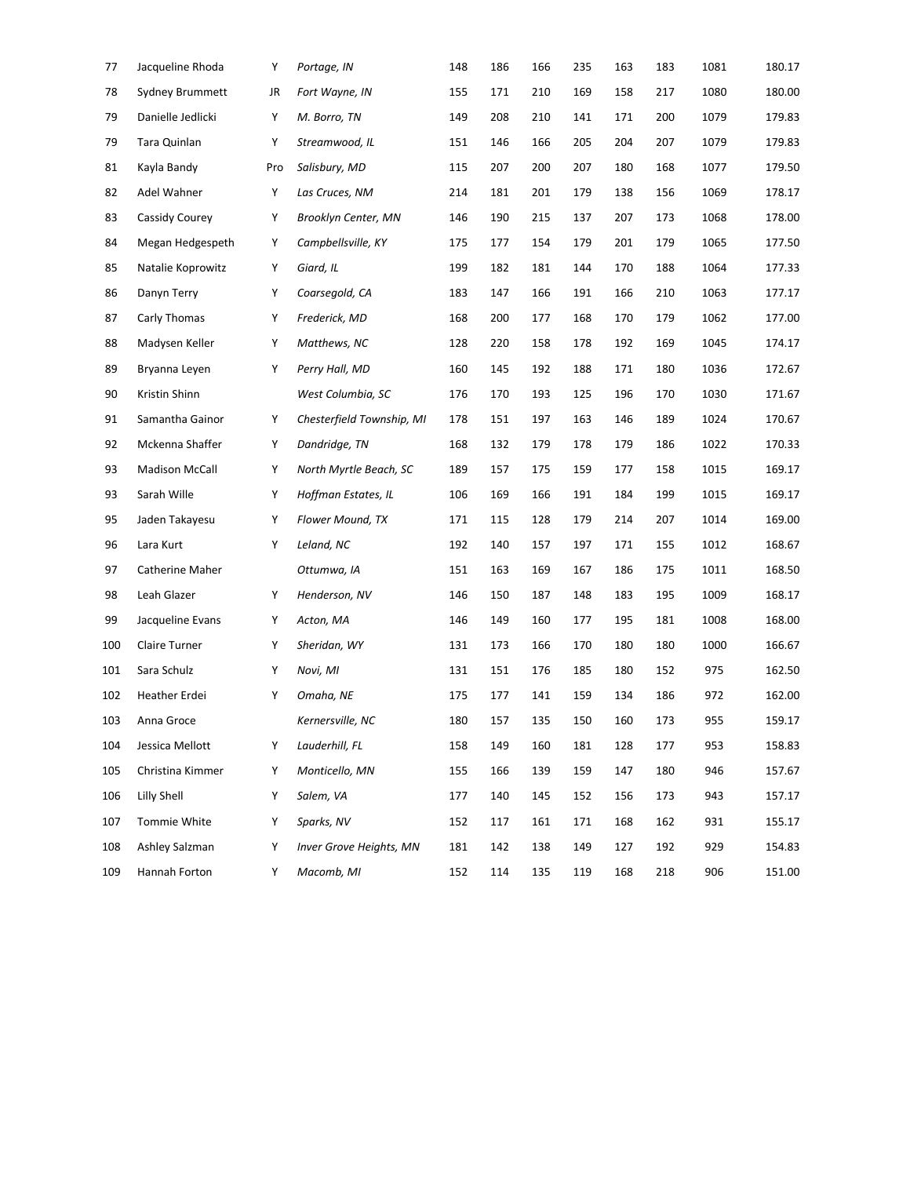| | | | | | | | | | | | |
|---|---|---|---|---|---|---|---|---|---|---|---|
| 77 | Jacqueline Rhoda | Y | *Portage, IN* | 148 | 186 | 166 | 235 | 163 | 183 | 1081 | 180.17 |
| 78 | Sydney Brummett | JR | *Fort Wayne, IN* | 155 | 171 | 210 | 169 | 158 | 217 | 1080 | 180.00 |
| 79 | Danielle Jedlicki | Y | *M. Borro, TN* | 149 | 208 | 210 | 141 | 171 | 200 | 1079 | 179.83 |
| 79 | Tara Quinlan | Y | *Streamwood, IL* | 151 | 146 | 166 | 205 | 204 | 207 | 1079 | 179.83 |
| 81 | Kayla Bandy | Pro | *Salisbury, MD* | 115 | 207 | 200 | 207 | 180 | 168 | 1077 | 179.50 |
| 82 | Adel Wahner | Y | *Las Cruces, NM* | 214 | 181 | 201 | 179 | 138 | 156 | 1069 | 178.17 |
| 83 | Cassidy Courey | Y | *Brooklyn Center, MN* | 146 | 190 | 215 | 137 | 207 | 173 | 1068 | 178.00 |
| 84 | Megan Hedgespeth | Y | *Campbellsville, KY* | 175 | 177 | 154 | 179 | 201 | 179 | 1065 | 177.50 |
| 85 | Natalie Koprowitz | Y | *Giard, IL* | 199 | 182 | 181 | 144 | 170 | 188 | 1064 | 177.33 |
| 86 | Danyn Terry | Y | *Coarsegold, CA* | 183 | 147 | 166 | 191 | 166 | 210 | 1063 | 177.17 |
| 87 | Carly Thomas | Y | *Frederick, MD* | 168 | 200 | 177 | 168 | 170 | 179 | 1062 | 177.00 |
| 88 | Madysen Keller | Y | *Matthews, NC* | 128 | 220 | 158 | 178 | 192 | 169 | 1045 | 174.17 |
| 89 | Bryanna Leyen | Y | *Perry Hall, MD* | 160 | 145 | 192 | 188 | 171 | 180 | 1036 | 172.67 |
| 90 | Kristin Shinn | | *West Columbia, SC* | 176 | 170 | 193 | 125 | 196 | 170 | 1030 | 171.67 |
| 91 | Samantha Gainor | Y | *Chesterfield Township, MI* | 178 | 151 | 197 | 163 | 146 | 189 | 1024 | 170.67 |
| 92 | Mckenna Shaffer | Y | *Dandridge, TN* | 168 | 132 | 179 | 178 | 179 | 186 | 1022 | 170.33 |
| 93 | Madison McCall | Y | *North Myrtle Beach, SC* | 189 | 157 | 175 | 159 | 177 | 158 | 1015 | 169.17 |
| 93 | Sarah Wille | Y | *Hoffman Estates, IL* | 106 | 169 | 166 | 191 | 184 | 199 | 1015 | 169.17 |
| 95 | Jaden Takayesu | Y | *Flower Mound, TX* | 171 | 115 | 128 | 179 | 214 | 207 | 1014 | 169.00 |
| 96 | Lara Kurt | Y | *Leland, NC* | 192 | 140 | 157 | 197 | 171 | 155 | 1012 | 168.67 |
| 97 | Catherine Maher | | *Ottumwa, IA* | 151 | 163 | 169 | 167 | 186 | 175 | 1011 | 168.50 |
| 98 | Leah Glazer | Y | *Henderson, NV* | 146 | 150 | 187 | 148 | 183 | 195 | 1009 | 168.17 |
| 99 | Jacqueline Evans | Y | *Acton, MA* | 146 | 149 | 160 | 177 | 195 | 181 | 1008 | 168.00 |
| 100 | Claire Turner | Y | *Sheridan, WY* | 131 | 173 | 166 | 170 | 180 | 180 | 1000 | 166.67 |
| 101 | Sara Schulz | Y | *Novi, MI* | 131 | 151 | 176 | 185 | 180 | 152 | 975 | 162.50 |
| 102 | Heather Erdei | Y | *Omaha, NE* | 175 | 177 | 141 | 159 | 134 | 186 | 972 | 162.00 |
| 103 | Anna Groce | | *Kernersville, NC* | 180 | 157 | 135 | 150 | 160 | 173 | 955 | 159.17 |
| 104 | Jessica Mellott | Y | *Lauderhill, FL* | 158 | 149 | 160 | 181 | 128 | 177 | 953 | 158.83 |
| 105 | Christina Kimmer | Y | *Monticello, MN* | 155 | 166 | 139 | 159 | 147 | 180 | 946 | 157.67 |
| 106 | Lilly Shell | Y | *Salem, VA* | 177 | 140 | 145 | 152 | 156 | 173 | 943 | 157.17 |
| 107 | Tommie White | Y | *Sparks, NV* | 152 | 117 | 161 | 171 | 168 | 162 | 931 | 155.17 |
| 108 | Ashley Salzman | Y | *Inver Grove Heights, MN* | 181 | 142 | 138 | 149 | 127 | 192 | 929 | 154.83 |
| 109 | Hannah Forton | Y | *Macomb, MI* | 152 | 114 | 135 | 119 | 168 | 218 | 906 | 151.00 |